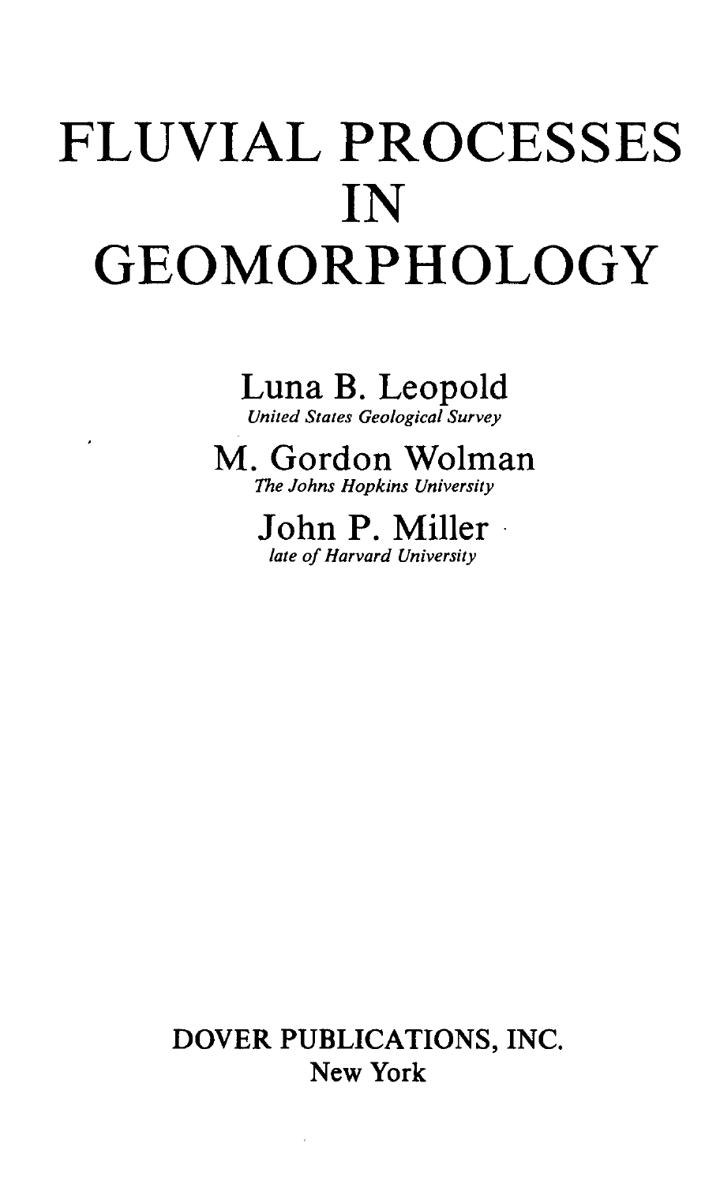# FLUVIAL PROCESSES IN GEOMORPHOLOGY

Luna B. Leopold

*United States Geological Survey*

M. Gordon Wolman

*The Johns Hopkins University*

John P. Miller

*late of Harvard University*

DOVER PUBLICATIONS, INC.

New York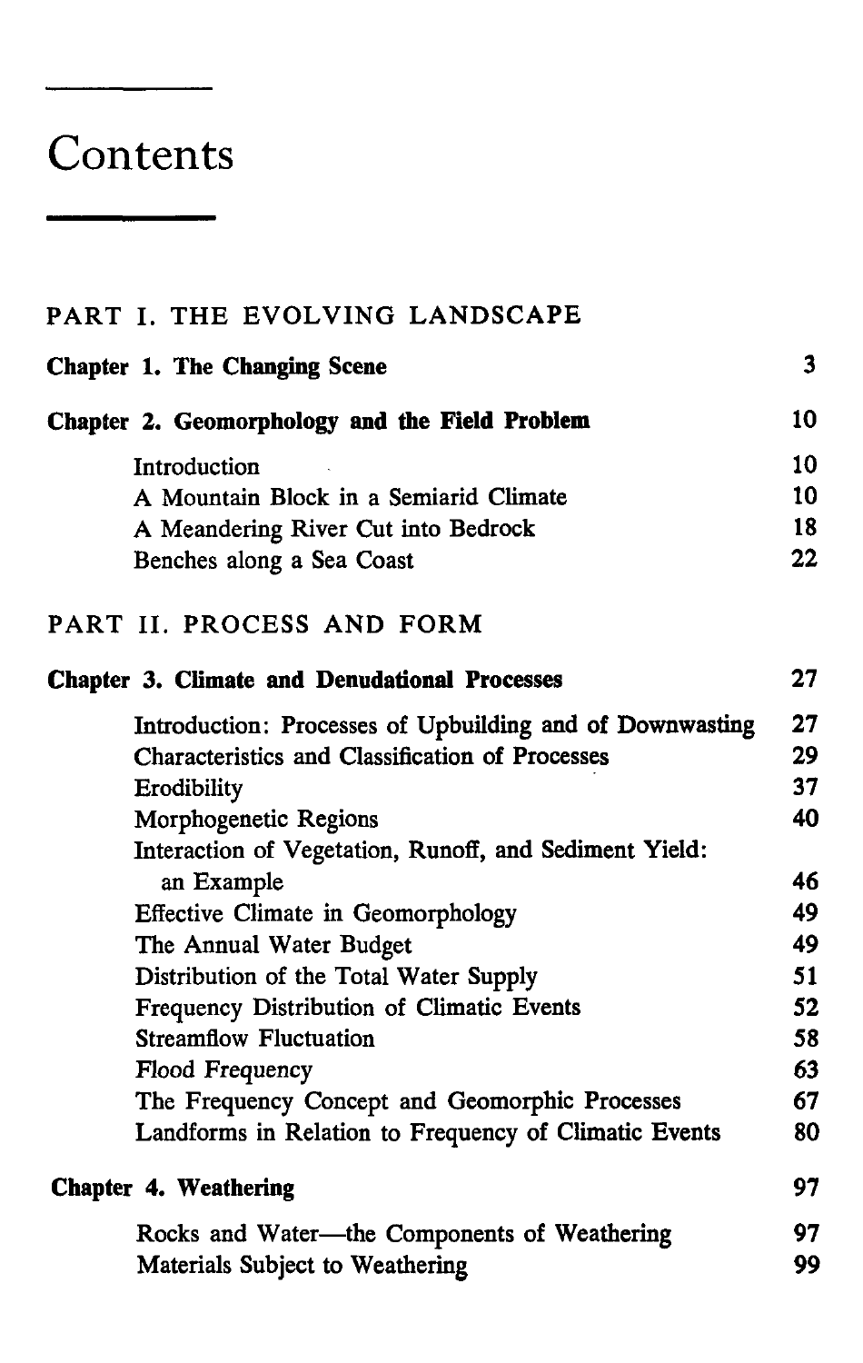# Contents

## PART I. THE EVOLVING LANDSCAPE

| | |
|---|---|
| **Chapter 1. The Changing Scene** | **3** |
| **Chapter 2. Geomorphology and the Field Problem** | **10** |
| Introduction | 10 |
| A Mountain Block in a Semiarid Climate | 10 |
| A Meandering River Cut into Bedrock | 18 |
| Benches along a Sea Coast | 22 |

## PART II. PROCESS AND FORM

| | |
|---|---|
| **Chapter 3. Climate and Denudational Processes** | **27** |
| Introduction: Processes of Upbuilding and of Downwasting | 27 |
| Characteristics and Classification of Processes | 29 |
| Erodibility | 37 |
| Morphogenetic Regions | 40 |
| Interaction of Vegetation, Runoff, and Sediment Yield: an Example | 46 |
| Effective Climate in Geomorphology | 49 |
| The Annual Water Budget | 49 |
| Distribution of the Total Water Supply | 51 |
| Frequency Distribution of Climatic Events | 52 |
| Streamflow Fluctuation | 58 |
| Flood Frequency | 63 |
| The Frequency Concept and Geomorphic Processes | 67 |
| Landforms in Relation to Frequency of Climatic Events | 80 |
| **Chapter 4. Weathering** | **97** |
| Rocks and Water—the Components of Weathering | 97 |
| Materials Subject to Weathering | 99 |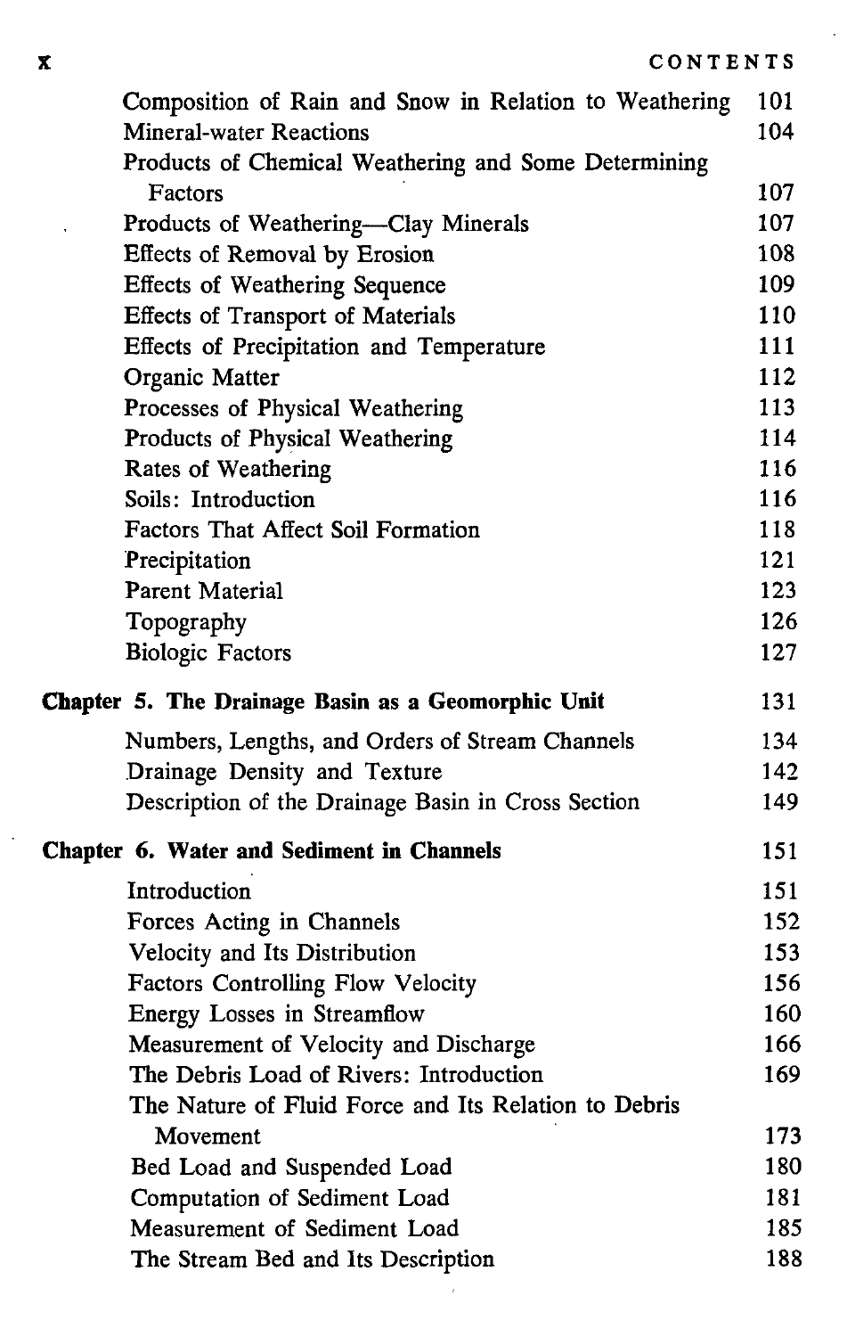| | |
|---|---|
| Composition of Rain and Snow in Relation to Weathering | 101 |
| Mineral-water Reactions | 104 |
| Products of Chemical Weathering and Some Determining Factors | 107 |
| Products of Weathering—Clay Minerals | 107 |
| Effects of Removal by Erosion | 108 |
| Effects of Weathering Sequence | 109 |
| Effects of Transport of Materials | 110 |
| Effects of Precipitation and Temperature | 111 |
| Organic Matter | 112 |
| Processes of Physical Weathering | 113 |
| Products of Physical Weathering | 114 |
| Rates of Weathering | 116 |
| Soils: Introduction | 116 |
| Factors That Affect Soil Formation | 118 |
| Precipitation | 121 |
| Parent Material | 123 |
| Topography | 126 |
| Biologic Factors | 127 |

**Chapter 5. The Drainage Basin as a Geomorphic Unit** 131

| | |
|---|---|
| Numbers, Lengths, and Orders of Stream Channels | 134 |
| Drainage Density and Texture | 142 |
| Description of the Drainage Basin in Cross Section | 149 |

**Chapter 6. Water and Sediment in Channels** 151

| | |
|---|---|
| Introduction | 151 |
| Forces Acting in Channels | 152 |
| Velocity and Its Distribution | 153 |
| Factors Controlling Flow Velocity | 156 |
| Energy Losses in Streamflow | 160 |
| Measurement of Velocity and Discharge | 166 |
| The Debris Load of Rivers: Introduction | 169 |
| The Nature of Fluid Force and Its Relation to Debris Movement | 173 |
| Bed Load and Suspended Load | 180 |
| Computation of Sediment Load | 181 |
| Measurement of Sediment Load | 185 |
| The Stream Bed and Its Description | 188 |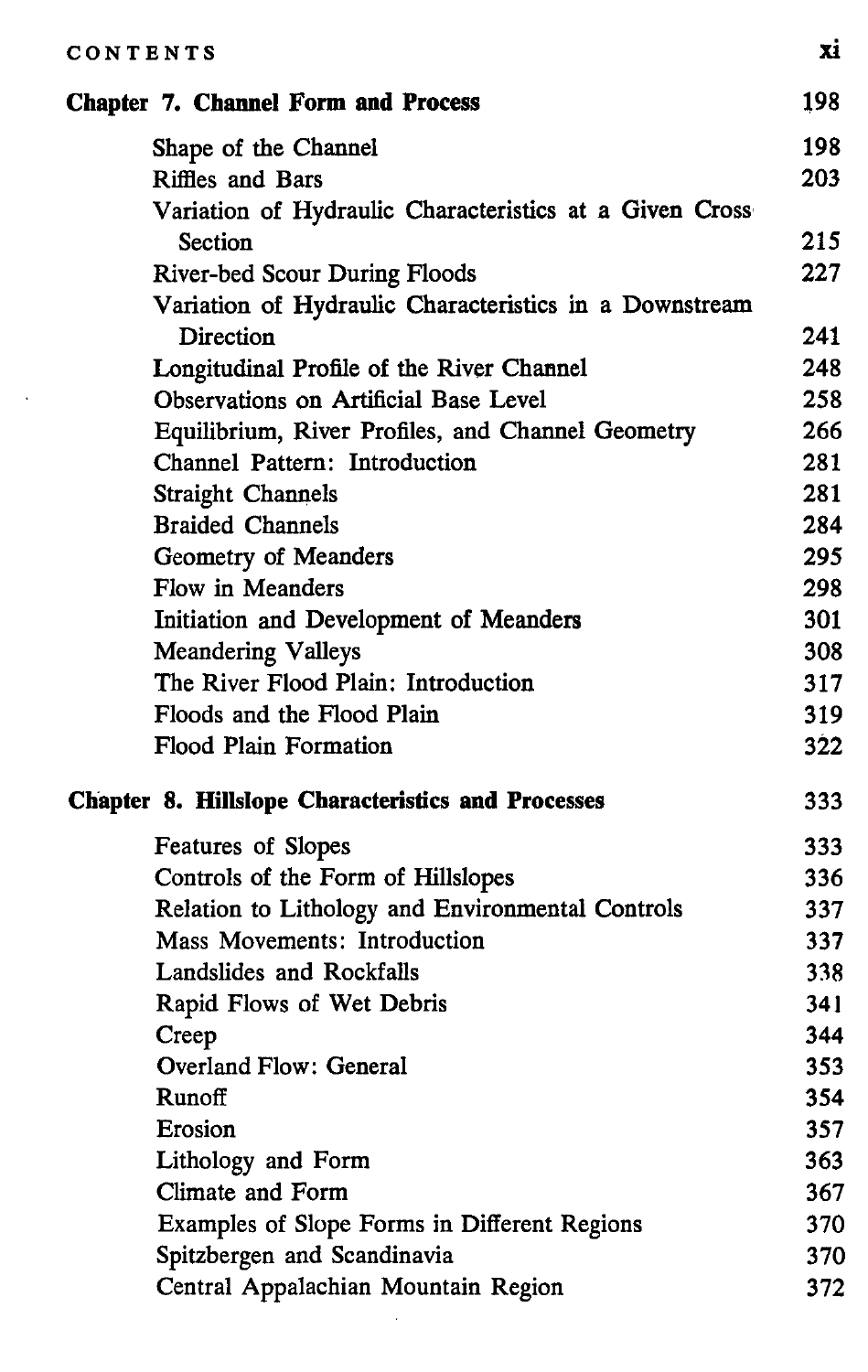| | |
|---|---|
| **Chapter 7. Channel Form and Process** | 198 |
| Shape of the Channel | 198 |
| Riffles and Bars | 203 |
| Variation of Hydraulic Characteristics at a Given Cross Section | 215 |
| River-bed Scour During Floods | 227 |
| Variation of Hydraulic Characteristics in a Downstream Direction | 241 |
| Longitudinal Profile of the River Channel | 248 |
| Observations on Artificial Base Level | 258 |
| Equilibrium, River Profiles, and Channel Geometry | 266 |
| Channel Pattern: Introduction | 281 |
| Straight Channels | 281 |
| Braided Channels | 284 |
| Geometry of Meanders | 295 |
| Flow in Meanders | 298 |
| Initiation and Development of Meanders | 301 |
| Meandering Valleys | 308 |
| The River Flood Plain: Introduction | 317 |
| Floods and the Flood Plain | 319 |
| Flood Plain Formation | 322 |
| **Chapter 8. Hillslope Characteristics and Processes** | 333 |
| Features of Slopes | 333 |
| Controls of the Form of Hillslopes | 336 |
| Relation to Lithology and Environmental Controls | 337 |
| Mass Movements: Introduction | 337 |
| Landslides and Rockfalls | 338 |
| Rapid Flows of Wet Debris | 341 |
| Creep | 344 |
| Overland Flow: General | 353 |
| Runoff | 354 |
| Erosion | 357 |
| Lithology and Form | 363 |
| Climate and Form | 367 |
| Examples of Slope Forms in Different Regions | 370 |
| Spitzbergen and Scandinavia | 370 |
| Central Appalachian Mountain Region | 372 |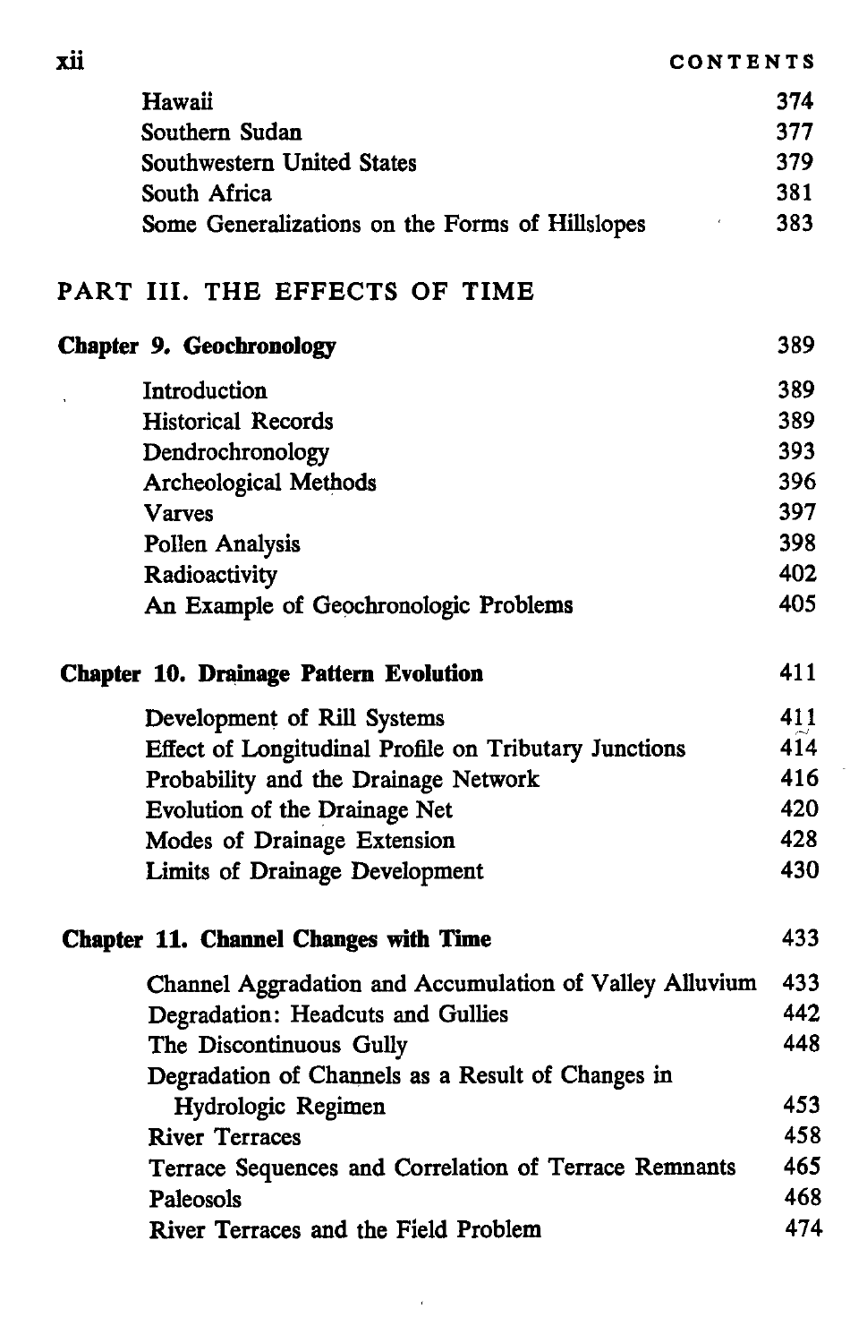| | |
|---|---|
| Hawaii | 374 |
| Southern Sudan | 377 |
| Southwestern United States | 379 |
| South Africa | 381 |
| Some Generalizations on the Forms of Hillslopes | 383 |

## PART III. THE EFFECTS OF TIME

| | |
|---|---|
| **Chapter 9. Geochronology** | 389 |
| Introduction | 389 |
| Historical Records | 389 |
| Dendrochronology | 393 |
| Archeological Methods | 396 |
| Varves | 397 |
| Pollen Analysis | 398 |
| Radioactivity | 402 |
| An Example of Geochronologic Problems | 405 |

| | |
|---|---|
| **Chapter 10. Drainage Pattern Evolution** | 411 |
| Development of Rill Systems | 411 |
| Effect of Longitudinal Profile on Tributary Junctions | 414 |
| Probability and the Drainage Network | 416 |
| Evolution of the Drainage Net | 420 |
| Modes of Drainage Extension | 428 |
| Limits of Drainage Development | 430 |

| | |
|---|---|
| **Chapter 11. Channel Changes with Time** | 433 |
| Channel Aggradation and Accumulation of Valley Alluvium | 433 |
| Degradation: Headcuts and Gullies | 442 |
| The Discontinuous Gully | 448 |
| Degradation of Channels as a Result of Changes in Hydrologic Regimen | 453 |
| River Terraces | 458 |
| Terrace Sequences and Correlation of Terrace Remnants | 465 |
| Paleosols | 468 |
| River Terraces and the Field Problem | 474 |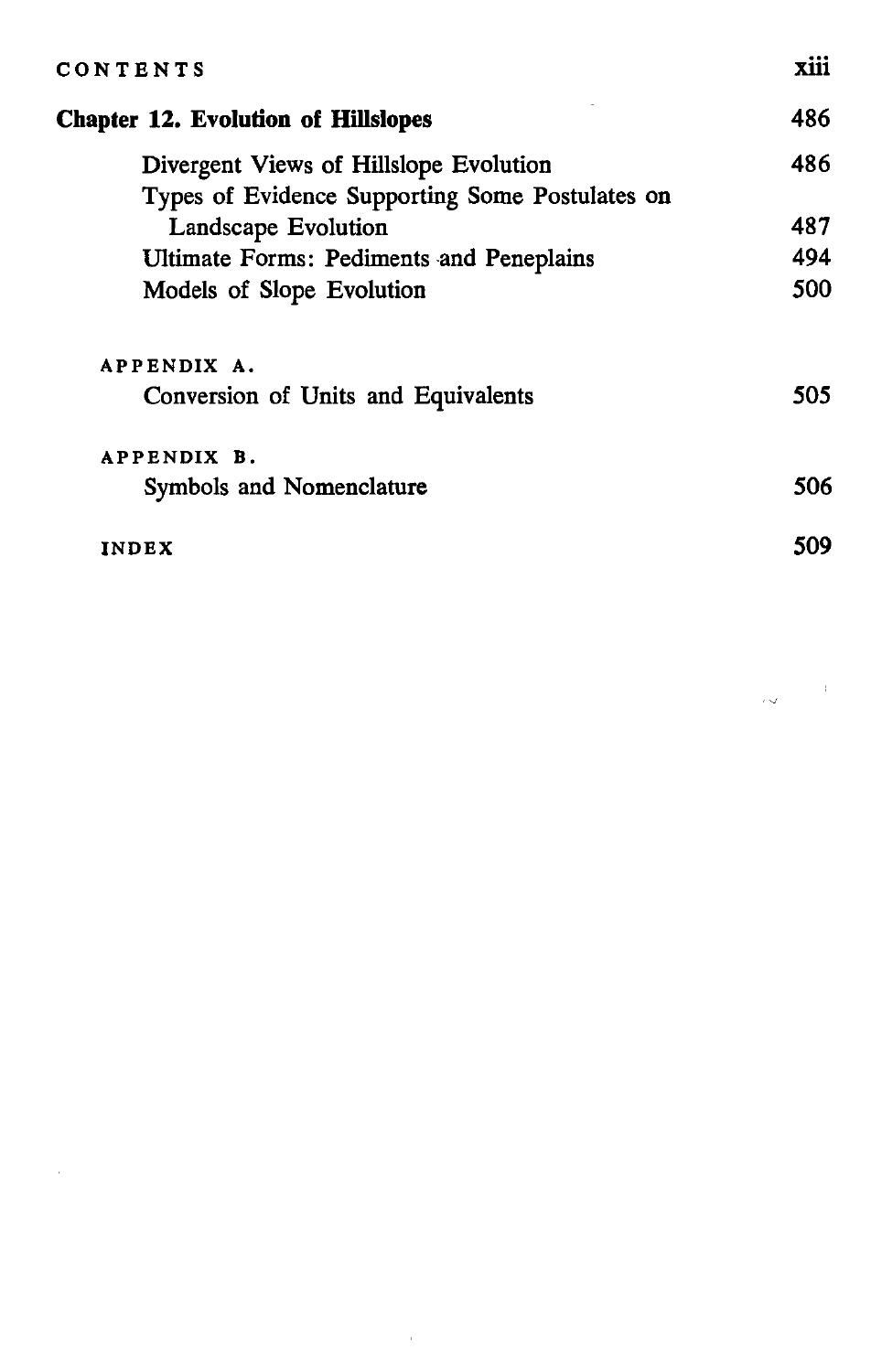**Chapter 12. Evolution of Hillslopes** 486

Divergent Views of Hillslope Evolution 486

Types of Evidence Supporting Some Postulates on Landscape Evolution 487

Ultimate Forms: Pediments and Peneplains 494

Models of Slope Evolution 500

APPENDIX A.

Conversion of Units and Equivalents 505

APPENDIX B.

Symbols and Nomenclature 506

INDEX 509